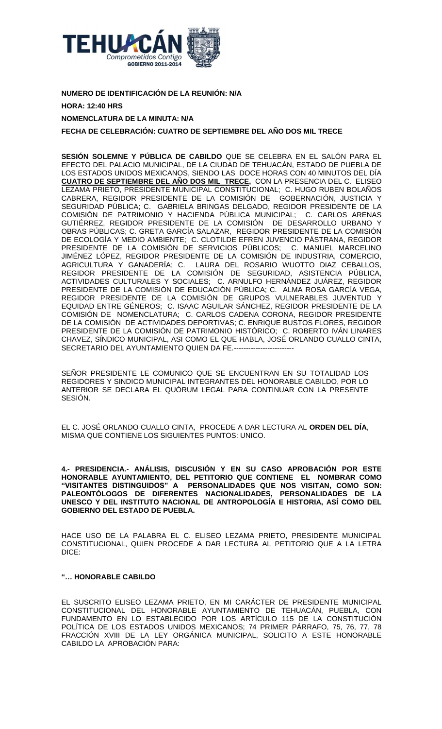**NUMERO DE IDENTIFICACIÓN DE LA REUNIÓN: N/A**

**HORA: 12:40 HRS**

**NOMENCLATURA DE LA MINUTA: N/A**

**FECHA DE CELEBRACIÓN: CUATRO DE SEPTIEMBRE DEL AÑO DOS MIL TRECE**

**SESIÓN SOLEMNE Y PÚBLICA DE CABILDO** QUE SE CELEBRA EN EL SALÓN PARA EL EFECTO DEL PALACIO MUNICIPAL, DE LA CIUDAD DE TEHUACÁN, ESTADO DE PUEBLA DE LOS ESTADOS UNIDOS MEXICANOS, SIENDO LAS DOCE HORAS CON 40 MINUTOS DEL DÍA **CUATRO DE SEPTIEMBRE DEL AÑO DOS MIL TRECE,** CON LA PRESENCIA DEL C. ELISEO LEZAMA PRIETO, PRESIDENTE MUNICIPAL CONSTITUCIONAL; C. HUGO RUBEN BOLAÑOS CABRERA, REGIDOR PRESIDENTE DE LA COMISIÓN DE GOBERNACIÓN, JUSTICIA Y SEGURIDAD PÚBLICA; C. GABRIELA BRINGAS DELGADO, REGIDOR PRESIDENTE DE LA COMISIÓN DE PATRIMONIO Y HACIENDA PÚBLICA MUNICIPAL; C. CARLOS ARENAS GUTIÉRREZ, REGIDOR PRESIDENTE DE LA COMISIÓN DE DESARROLLO URBANO Y OBRAS PÚBLICAS; C. GRETA GARCÍA SALAZAR, REGIDOR PRESIDENTE DE LA COMISIÓN DE ECOLOGÍA Y MEDIO AMBIENTE; C. CLOTILDE EFREN JUVENCIO PÁSTRANA, REGIDOR PRESIDENTE DE LA COMISIÓN DE SERVICIOS PÚBLICOS; C. MANUEL MARCELINO JIMÉNEZ LÓPEZ, REGIDOR PRESIDENTE DE LA COMISIÓN DE INDUSTRIA, COMERCIO, AGRICULTURA Y GANADERÍA; C. LAURA DEL ROSARIO WUOTTO DIAZ CEBALLOS, REGIDOR PRESIDENTE DE LA COMISIÓN DE SEGURIDAD, ASISTENCIA PÚBLICA, ACTIVIDADES CULTURALES Y SOCIALES; C. ARNULFO HERNÁNDEZ JUÁREZ, REGIDOR PRESIDENTE DE LA COMISIÓN DE EDUCACIÓN PÚBLICA; C. ALMA ROSA GARCÍA VEGA, REGIDOR PRESIDENTE DE LA COMISIÓN DE GRUPOS VULNERABLES JUVENTUD Y EQUIDAD ENTRE GÉNEROS; C. ISAAC AGUILAR SÁNCHEZ, REGIDOR PRESIDENTE DE LA COMISIÓN DE NOMENCLATURA; C. CARLOS CADENA CORONA, REGIDOR PRESIDENTE DE LA COMISIÓN DE ACTIVIDADES DEPORTIVAS; C. ENRIQUE BUSTOS FLORES, REGIDOR PRESIDENTE DE LA COMISIÓN DE PATRIMONIO HISTÓRICO; C. ROBERTO IVÁN LINARES CHAVEZ, SÍNDICO MUNICIPAL, ASI COMO EL QUE HABLA, JOSÉ ORLANDO CUALLO CINTA, SECRETARIO DEL AYUNTAMIENTO QUIEN DA FE.-------------------------

SEÑOR PRESIDENTE LE COMUNICO QUE SE ENCUENTRAN EN SU TOTALIDAD LOS REGIDORES Y SINDICO MUNICIPAL INTEGRANTES DEL HONORABLE CABILDO, POR LO ANTERIOR SE DECLARA EL QUÓRUM LEGAL PARA CONTINUAR CON LA PRESENTE SESIÓN.

EL C. JOSÉ ORLANDO CUALLO CINTA, PROCEDE A DAR LECTURA AL **ORDEN DEL DÍA**, MISMA QUE CONTIENE LOS SIGUIENTES PUNTOS: UNICO.

**4.- PRESIDENCIA.- ANÁLISIS, DISCUSIÓN Y EN SU CASO APROBACIÓN POR ESTE HONORABLE AYUNTAMIENTO, DEL PETITORIO QUE CONTIENE EL NOMBRAR COMO "VISITANTES DISTINGUIDOS" A PERSONALIDADES QUE NOS VISITAN, COMO SON: PALEONTÓLOGOS DE DIFERENTES NACIONALIDADES, PERSONALIDADES DE LA UNESCO Y DEL INSTITUTO NACIONAL DE ANTROPOLOGÍA E HISTORIA, ASÍ COMO DEL GOBIERNO DEL ESTADO DE PUEBLA.**

HACE USO DE LA PALABRA EL C. ELISEO LEZAMA PRIETO, PRESIDENTE MUNICIPAL CONSTITUCIONAL, QUIEN PROCEDE A DAR LECTURA AL PETITORIO QUE A LA LETRA DICE:

**"… HONORABLE CABILDO**

EL SUSCRITO ELISEO LEZAMA PRIETO, EN MI CARÁCTER DE PRESIDENTE MUNICIPAL CONSTITUCIONAL DEL HONORABLE AYUNTAMIENTO DE TEHUACÁN, PUEBLA, CON FUNDAMENTO EN LO ESTABLECIDO POR LOS ARTÍCULO 115 DE LA CONSTITUCIÓN POLÍTICA DE LOS ESTADOS UNIDOS MEXICANOS; 74 PRIMER PÁRRAFO, 75, 76, 77, 78 FRACCIÓN XVIII DE LA LEY ORGÁNICA MUNICIPAL, SOLICITO A ESTE HONORABLE CABILDO LA APROBACIÓN PARA: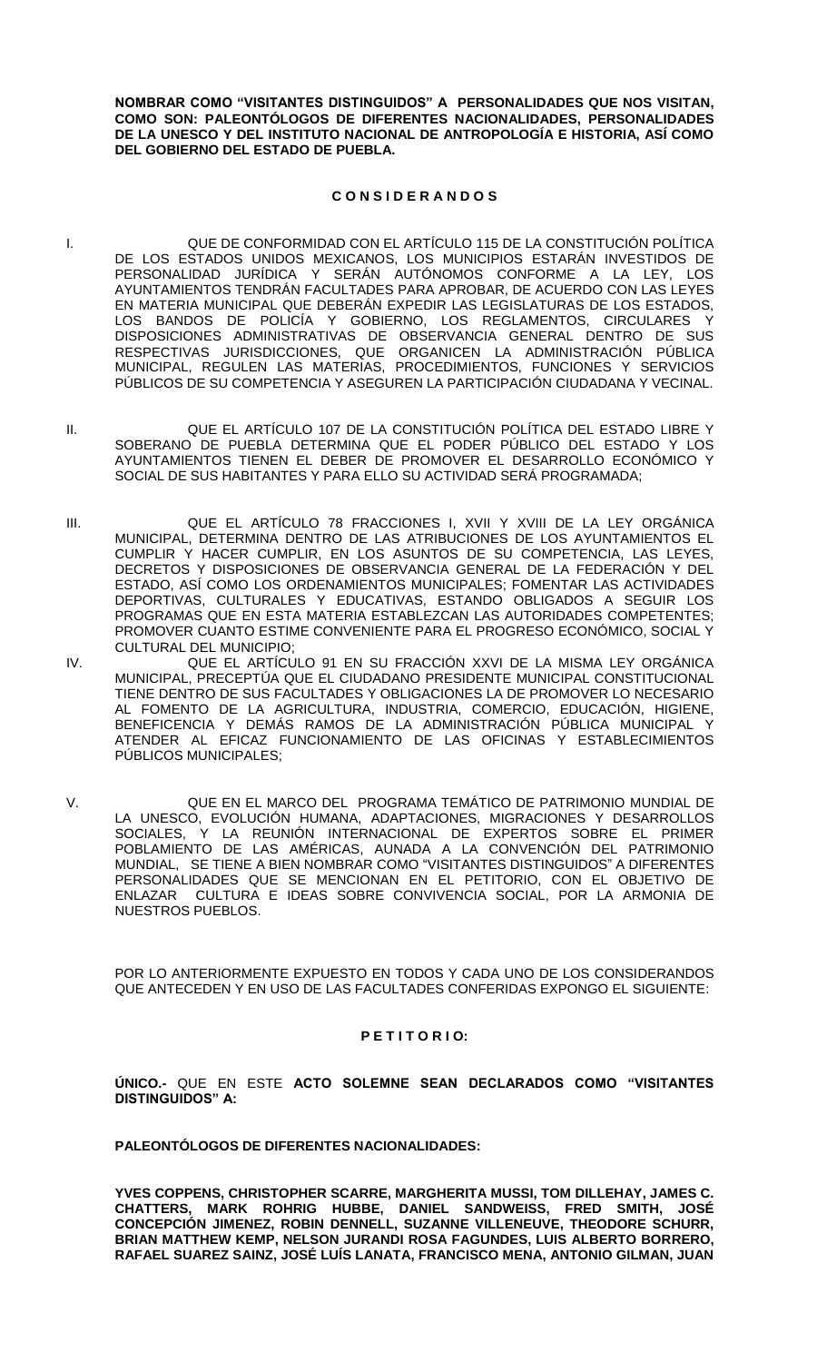**NOMBRAR COMO "VISITANTES DISTINGUIDOS" A PERSONALIDADES QUE NOS VISITAN, COMO SON: PALEONTÓLOGOS DE DIFERENTES NACIONALIDADES, PERSONALIDADES DE LA UNESCO Y DEL INSTITUTO NACIONAL DE ANTROPOLOGÍA E HISTORIA, ASÍ COMO DEL GOBIERNO DEL ESTADO DE PUEBLA.**

## C O N S I D E R A N D O S

I. QUE DE CONFORMIDAD CON EL ARTÍCULO 115 DE LA CONSTITUCIÓN POLÍTICA DE LOS ESTADOS UNIDOS MEXICANOS, LOS MUNICIPIOS ESTARÁN INVESTIDOS DE PERSONALIDAD JURÍDICA Y SERÁN AUTÓNOMOS CONFORME A LA LEY, LOS AYUNTAMIENTOS TENDRÁN FACULTADES PARA APROBAR, DE ACUERDO CON LAS LEYES EN MATERIA MUNICIPAL QUE DEBERÁN EXPEDIR LAS LEGISLATURAS DE LOS ESTADOS, LOS BANDOS DE POLICÍA Y GOBIERNO, LOS REGLAMENTOS, CIRCULARES Y DISPOSICIONES ADMINISTRATIVAS DE OBSERVANCIA GENERAL DENTRO DE SUS RESPECTIVAS JURISDICCIONES, QUE ORGANICEN LA ADMINISTRACIÓN PÚBLICA MUNICIPAL, REGULEN LAS MATERIAS, PROCEDIMIENTOS, FUNCIONES Y SERVICIOS PÚBLICOS DE SU COMPETENCIA Y ASEGUREN LA PARTICIPACIÓN CIUDADANA Y VECINAL.

II. QUE EL ARTÍCULO 107 DE LA CONSTITUCIÓN POLÍTICA DEL ESTADO LIBRE Y SOBERANO DE PUEBLA DETERMINA QUE EL PODER PÚBLICO DEL ESTADO Y LOS AYUNTAMIENTOS TIENEN EL DEBER DE PROMOVER EL DESARROLLO ECONÓMICO Y SOCIAL DE SUS HABITANTES Y PARA ELLO SU ACTIVIDAD SERÁ PROGRAMADA;

III. QUE EL ARTÍCULO 78 FRACCIONES I, XVII Y XVIII DE LA LEY ORGÁNICA MUNICIPAL, DETERMINA DENTRO DE LAS ATRIBUCIONES DE LOS AYUNTAMIENTOS EL CUMPLIR Y HACER CUMPLIR, EN LOS ASUNTOS DE SU COMPETENCIA, LAS LEYES, DECRETOS Y DISPOSICIONES DE OBSERVANCIA GENERAL DE LA FEDERACIÓN Y DEL ESTADO, ASÍ COMO LOS ORDENAMIENTOS MUNICIPALES; FOMENTAR LAS ACTIVIDADES DEPORTIVAS, CULTURALES Y EDUCATIVAS, ESTANDO OBLIGADOS A SEGUIR LOS PROGRAMAS QUE EN ESTA MATERIA ESTABLEZCAN LAS AUTORIDADES COMPETENTES; PROMOVER CUANTO ESTIME CONVENIENTE PARA EL PROGRESO ECONÓMICO, SOCIAL Y CULTURAL DEL MUNICIPIO;

IV. QUE EL ARTÍCULO 91 EN SU FRACCIÓN XXVI DE LA MISMA LEY ORGÁNICA MUNICIPAL, PRECEPTÚA QUE EL CIUDADANO PRESIDENTE MUNICIPAL CONSTITUCIONAL TIENE DENTRO DE SUS FACULTADES Y OBLIGACIONES LA DE PROMOVER LO NECESARIO AL FOMENTO DE LA AGRICULTURA, INDUSTRIA, COMERCIO, EDUCACIÓN, HIGIENE, BENEFICENCIA Y DEMÁS RAMOS DE LA ADMINISTRACIÓN PÚBLICA MUNICIPAL Y ATENDER AL EFICAZ FUNCIONAMIENTO DE LAS OFICINAS Y ESTABLECIMIENTOS PÚBLICOS MUNICIPALES;

V. QUE EN EL MARCO DEL PROGRAMA TEMÁTICO DE PATRIMONIO MUNDIAL DE LA UNESCO, EVOLUCIÓN HUMANA, ADAPTACIONES, MIGRACIONES Y DESARROLLOS SOCIALES, Y LA REUNIÓN INTERNACIONAL DE EXPERTOS SOBRE EL PRIMER POBLAMIENTO DE LAS AMÉRICAS, AUNADA A LA CONVENCIÓN DEL PATRIMONIO MUNDIAL, SE TIENE A BIEN NOMBRAR COMO "VISITANTES DISTINGUIDOS" A DIFERENTES PERSONALIDADES QUE SE MENCIONAN EN EL PETITORIO, CON EL OBJETIVO DE ENLAZAR CULTURA E IDEAS SOBRE CONVIVENCIA SOCIAL, POR LA ARMONIA DE NUESTROS PUEBLOS.

POR LO ANTERIORMENTE EXPUESTO EN TODOS Y CADA UNO DE LOS CONSIDERANDOS QUE ANTECEDEN Y EN USO DE LAS FACULTADES CONFERIDAS EXPONGO EL SIGUIENTE:

## P E T I T O R I O:

**ÚNICO.-** QUE EN ESTE **ACTO SOLEMNE SEAN DECLARADOS COMO "VISITANTES DISTINGUIDOS" A:**

**PALEONTÓLOGOS DE DIFERENTES NACIONALIDADES:**

**YVES COPPENS, CHRISTOPHER SCARRE, MARGHERITA MUSSI, TOM DILLEHAY, JAMES C. CHATTERS, MARK ROHRIG HUBBE, DANIEL SANDWEISS, FRED SMITH, JOSÉ CONCEPCIÓN JIMENEZ, ROBIN DENNELL, SUZANNE VILLENEUVE, THEODORE SCHURR, BRIAN MATTHEW KEMP, NELSON JURANDI ROSA FAGUNDES, LUIS ALBERTO BORRERO, RAFAEL SUAREZ SAINZ, JOSÉ LUÍS LANATA, FRANCISCO MENA, ANTONIO GILMAN, JUAN**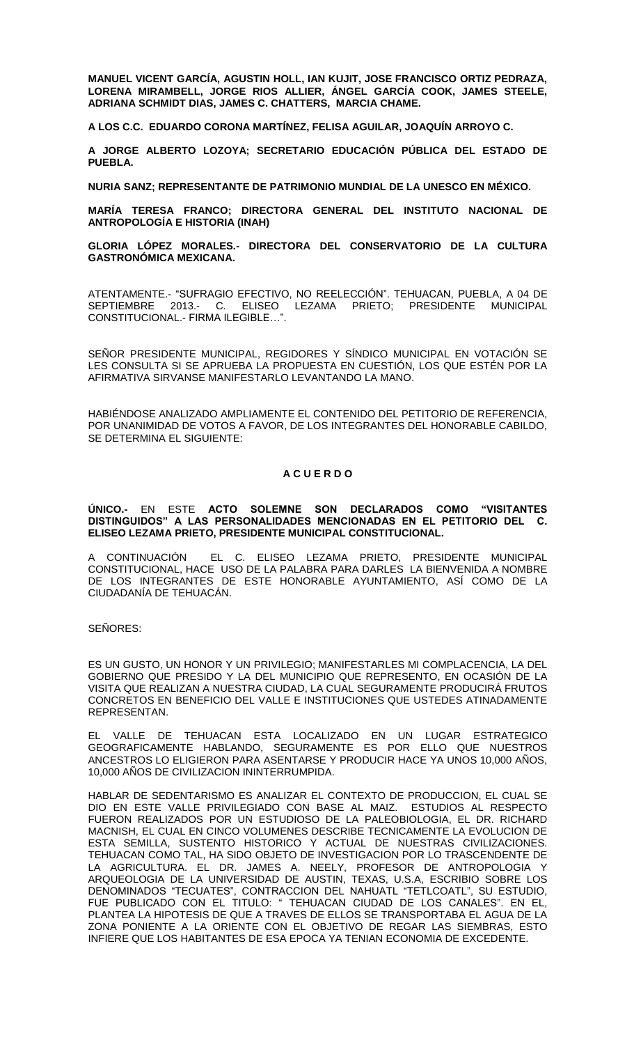**MANUEL VICENT GARCÍA, AGUSTIN HOLL, IAN KUJIT, JOSE FRANCISCO ORTIZ PEDRAZA, LORENA MIRAMBELL, JORGE RIOS ALLIER, ÁNGEL GARCÍA COOK, JAMES STEELE, ADRIANA SCHMIDT DIAS, JAMES C. CHATTERS, MARCIA CHAME.**

**A LOS C.C. EDUARDO CORONA MARTÍNEZ, FELISA AGUILAR, JOAQUÍN ARROYO C.**

**A JORGE ALBERTO LOZOYA; SECRETARIO EDUCACIÓN PÚBLICA DEL ESTADO DE PUEBLA.**

**NURIA SANZ; REPRESENTANTE DE PATRIMONIO MUNDIAL DE LA UNESCO EN MÉXICO.**

**MARÍA TERESA FRANCO; DIRECTORA GENERAL DEL INSTITUTO NACIONAL DE ANTROPOLOGÍA E HISTORIA (INAH)**

**GLORIA LÓPEZ MORALES.- DIRECTORA DEL CONSERVATORIO DE LA CULTURA GASTRONÓMICA MEXICANA.**

ATENTAMENTE.- "SUFRAGIO EFECTIVO, NO REELECCIÓN". TEHUACAN, PUEBLA, A 04 DE SEPTIEMBRE 2013.- C. ELISEO LEZAMA PRIETO; PRESIDENTE MUNICIPAL CONSTITUCIONAL.- FIRMA ILEGIBLE…".

SEÑOR PRESIDENTE MUNICIPAL, REGIDORES Y SÍNDICO MUNICIPAL EN VOTACIÓN SE LES CONSULTA SI SE APRUEBA LA PROPUESTA EN CUESTIÓN, LOS QUE ESTÉN POR LA AFIRMATIVA SIRVANSE MANIFESTARLO LEVANTANDO LA MANO.

HABIÉNDOSE ANALIZADO AMPLIAMENTE EL CONTENIDO DEL PETITORIO DE REFERENCIA, POR UNANIMIDAD DE VOTOS A FAVOR, DE LOS INTEGRANTES DEL HONORABLE CABILDO, SE DETERMINA EL SIGUIENTE:

**A C U E R D O**

**ÚNICO.-** EN ESTE **ACTO SOLEMNE SON DECLARADOS COMO "VISITANTES DISTINGUIDOS" A LAS PERSONALIDADES MENCIONADAS EN EL PETITORIO DEL C. ELISEO LEZAMA PRIETO, PRESIDENTE MUNICIPAL CONSTITUCIONAL.**

A CONTINUACIÓN EL C. ELISEO LEZAMA PRIETO, PRESIDENTE MUNICIPAL CONSTITUCIONAL, HACE USO DE LA PALABRA PARA DARLES LA BIENVENIDA A NOMBRE DE LOS INTEGRANTES DE ESTE HONORABLE AYUNTAMIENTO, ASÍ COMO DE LA CIUDADANÍA DE TEHUACÁN.

SEÑORES:

ES UN GUSTO, UN HONOR Y UN PRIVILEGIO; MANIFESTARLES MI COMPLACENCIA, LA DEL GOBIERNO QUE PRESIDO Y LA DEL MUNICIPIO QUE REPRESENTO, EN OCASIÓN DE LA VISITA QUE REALIZAN A NUESTRA CIUDAD, LA CUAL SEGURAMENTE PRODUCIRÁ FRUTOS CONCRETOS EN BENEFICIO DEL VALLE E INSTITUCIONES QUE USTEDES ATINADAMENTE REPRESENTAN.

EL VALLE DE TEHUACAN ESTA LOCALIZADO EN UN LUGAR ESTRATEGICO GEOGRAFICAMENTE HABLANDO, SEGURAMENTE ES POR ELLO QUE NUESTROS ANCESTROS LO ELIGIERON PARA ASENTARSE Y PRODUCIR HACE YA UNOS 10,000 AÑOS, 10,000 AÑOS DE CIVILIZACION ININTERRUMPIDA.

HABLAR DE SEDENTARISMO ES ANALIZAR EL CONTEXTO DE PRODUCCION, EL CUAL SE DIO EN ESTE VALLE PRIVILEGIADO CON BASE AL MAIZ. ESTUDIOS AL RESPECTO FUERON REALIZADOS POR UN ESTUDIOSO DE LA PALEOBIOLOGIA, EL DR. RICHARD MACNISH, EL CUAL EN CINCO VOLUMENES DESCRIBE TECNICAMENTE LA EVOLUCION DE ESTA SEMILLA, SUSTENTO HISTORICO Y ACTUAL DE NUESTRAS CIVILIZACIONES. TEHUACAN COMO TAL, HA SIDO OBJETO DE INVESTIGACION POR LO TRASCENDENTE DE LA AGRICULTURA. EL DR. JAMES A. NEELY, PROFESOR DE ANTROPOLOGIA Y ARQUEOLOGIA DE LA UNIVERSIDAD DE AUSTIN, TEXAS, U.S.A, ESCRIBIO SOBRE LOS DENOMINADOS "TECUATES", CONTRACCION DEL NAHUATL "TETLCOATL", SU ESTUDIO, FUE PUBLICADO CON EL TITULO: " TEHUACAN CIUDAD DE LOS CANALES". EN EL, PLANTEA LA HIPOTESIS DE QUE A TRAVES DE ELLOS SE TRANSPORTABA EL AGUA DE LA ZONA PONIENTE A LA ORIENTE CON EL OBJETIVO DE REGAR LAS SIEMBRAS, ESTO INFIERE QUE LOS HABITANTES DE ESA EPOCA YA TENIAN ECONOMIA DE EXCEDENTE.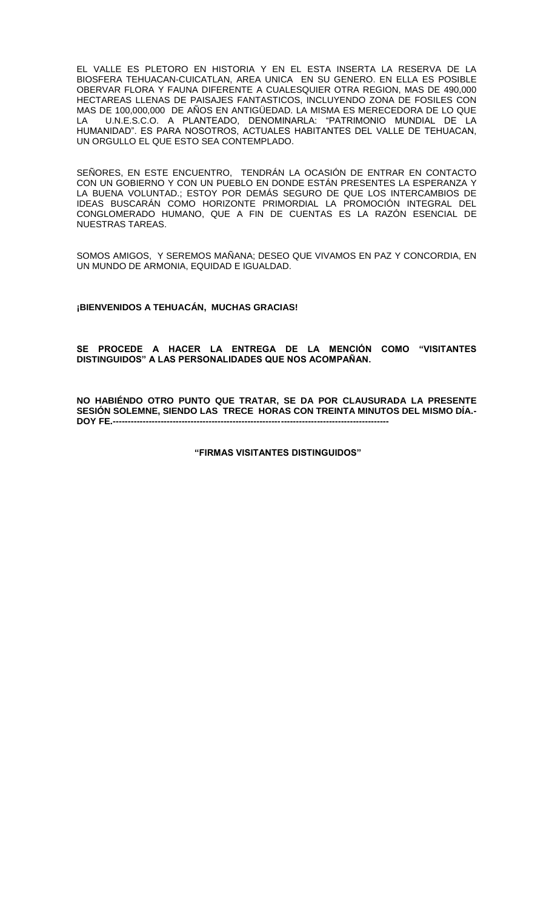EL VALLE ES PLETORO EN HISTORIA Y EN EL ESTA INSERTA LA RESERVA DE LA BIOSFERA TEHUACAN-CUICATLAN, AREA UNICA EN SU GENERO. EN ELLA ES POSIBLE OBERVAR FLORA Y FAUNA DIFERENTE A CUALESQUIER OTRA REGION, MAS DE 490,000 HECTAREAS LLENAS DE PAISAJES FANTASTICOS, INCLUYENDO ZONA DE FOSILES CON MAS DE 100,000,000 DE AÑOS EN ANTIGÜEDAD. LA MISMA ES MERECEDORA DE LO QUE LA U.N.E.S.C.O. A PLANTEADO, DENOMINARLA: "PATRIMONIO MUNDIAL DE LA HUMANIDAD". ES PARA NOSOTROS, ACTUALES HABITANTES DEL VALLE DE TEHUACAN, UN ORGULLO EL QUE ESTO SEA CONTEMPLADO.

SEÑORES, EN ESTE ENCUENTRO, TENDRÁN LA OCASIÓN DE ENTRAR EN CONTACTO CON UN GOBIERNO Y CON UN PUEBLO EN DONDE ESTÁN PRESENTES LA ESPERANZA Y LA BUENA VOLUNTAD.; ESTOY POR DEMÁS SEGURO DE QUE LOS INTERCAMBIOS DE IDEAS BUSCARÁN COMO HORIZONTE PRIMORDIAL LA PROMOCIÓN INTEGRAL DEL CONGLOMERADO HUMANO, QUE A FIN DE CUENTAS ES LA RAZÓN ESENCIAL DE NUESTRAS TAREAS.

SOMOS AMIGOS, Y SEREMOS MAÑANA; DESEO QUE VIVAMOS EN PAZ Y CONCORDIA, EN UN MUNDO DE ARMONIA, EQUIDAD E IGUALDAD.

**¡BIENVENIDOS A TEHUACÁN, MUCHAS GRACIAS!**

**SE PROCEDE A HACER LA ENTREGA DE LA MENCIÓN COMO "VISITANTES DISTINGUIDOS" A LAS PERSONALIDADES QUE NOS ACOMPAÑAN.**

**NO HABIÉNDO OTRO PUNTO QUE TRATAR, SE DA POR CLAUSURADA LA PRESENTE SESIÓN SOLEMNE, SIENDO LAS TRECE HORAS CON TREINTA MINUTOS DEL MISMO DÍA.- DOY FE.-----------------------------------------------------------------------------------------------**

**"FIRMAS VISITANTES DISTINGUIDOS"**